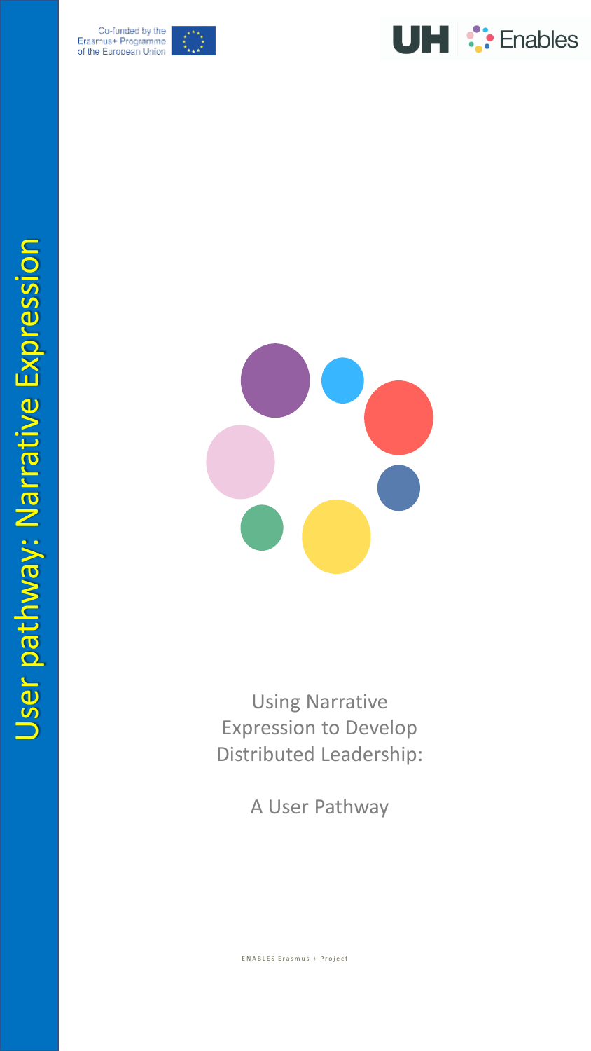Co-funded by the Erasmus+ Programme of the European Union

UH Enables

User pathway: Narrative Expression

# Using Narrative Expression to Develop Distributed Leadership:

## A User Pathway

ENABLES Erasmus + Project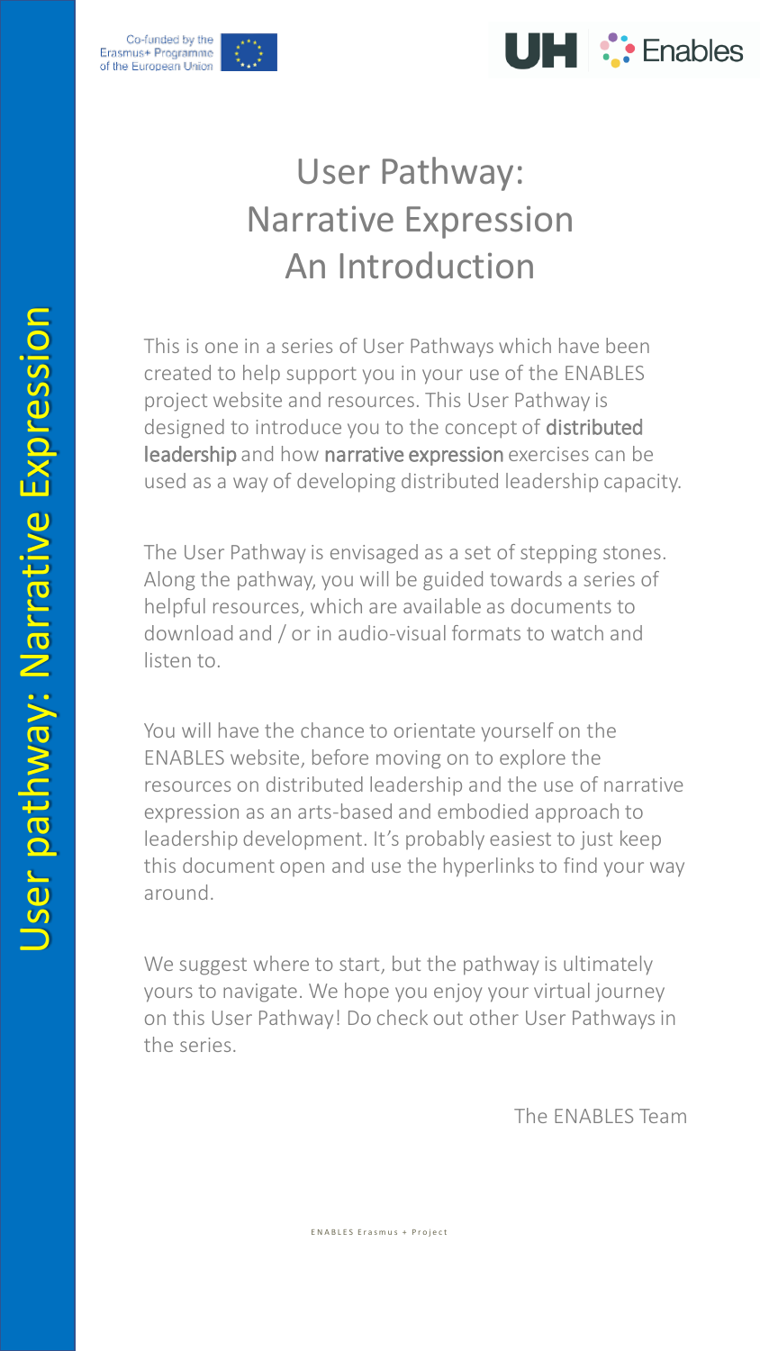# User Pathway: Narrative Expression An Introduction

This is one in a series of User Pathways which have been created to help support you in your use of the ENABLES project website and resources. This User Pathway is designed to introduce you to the concept of distributed leadership and how narrative expression exercises can be used as a way of developing distributed leadership capacity.

The User Pathway is envisaged as a set of stepping stones. Along the pathway, you will be guided towards a series of helpful resources, which are available as documents to download and / or in audio-visual formats to watch and listen to.

You will have the chance to orientate yourself on the ENABLES website, before moving on to explore the resources on distributed leadership and the use of narrative expression as an arts-based and embodied approach to leadership development. It's probably easiest to just keep this document open and use the hyperlinks to find your way around.

We suggest where to start, but the pathway is ultimately yours to navigate. We hope you enjoy your virtual journey on this User Pathway! Do check out other User Pathways in the series.

The ENABLES Team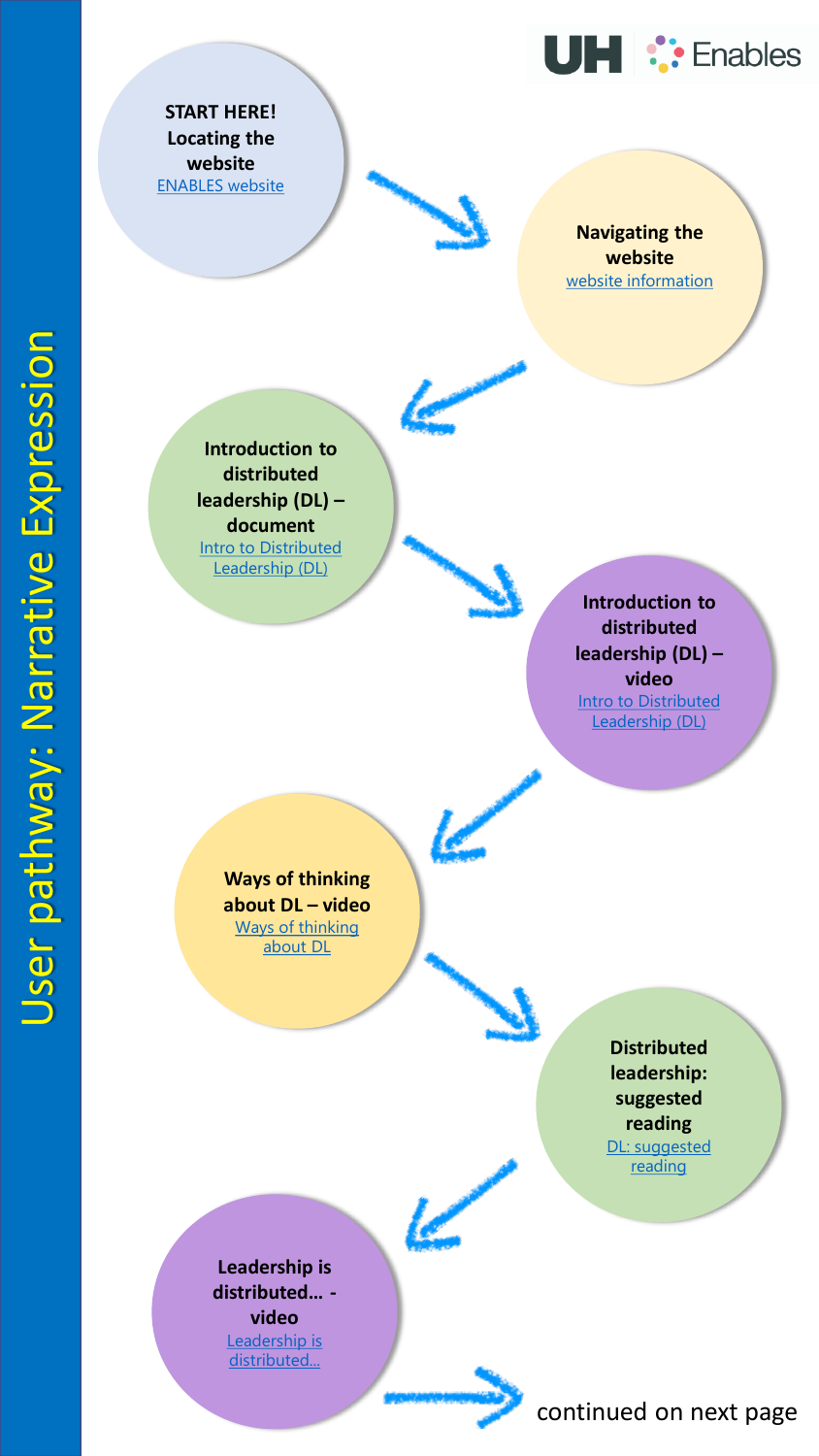# User pathway: Narrative Expression

UH Enables

**START HERE! Locating the website**
ENABLES website

**Navigating the website**
website information

**Introduction to distributed leadership (DL) – document**
Intro to Distributed Leadership (DL)

**Introduction to distributed leadership (DL) – video**
Intro to Distributed Leadership (DL)

**Ways of thinking about DL – video**
Ways of thinking about DL

**Distributed leadership: suggested reading**
DL: suggested reading

**Leadership is distributed… - video**
Leadership is distributed…

continued on next page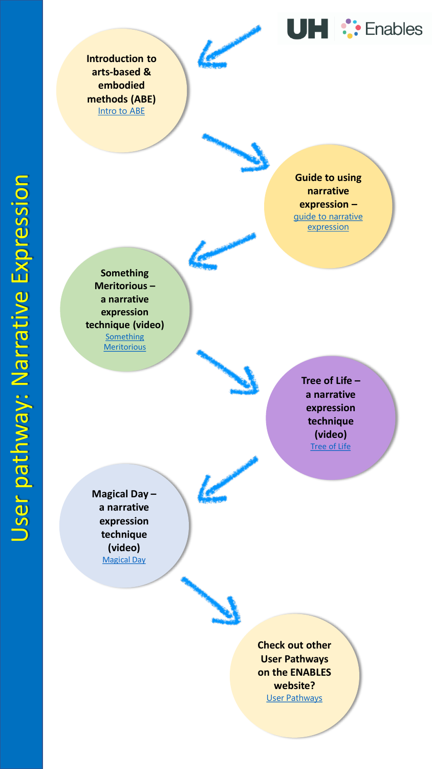# User pathway: Narrative Expression

UH Enables

**Introduction to arts-based & embodied methods (ABE)**
Intro to ABE

**Guide to using narrative expression –**
guide to narrative expression

**Something Meritorious – a narrative expression technique (video)**
Something Meritorious

**Tree of Life – a narrative expression technique (video)**
Tree of Life

**Magical Day – a narrative expression technique (video)**
Magical Day

**Check out other User Pathways on the ENABLES website?**
User Pathways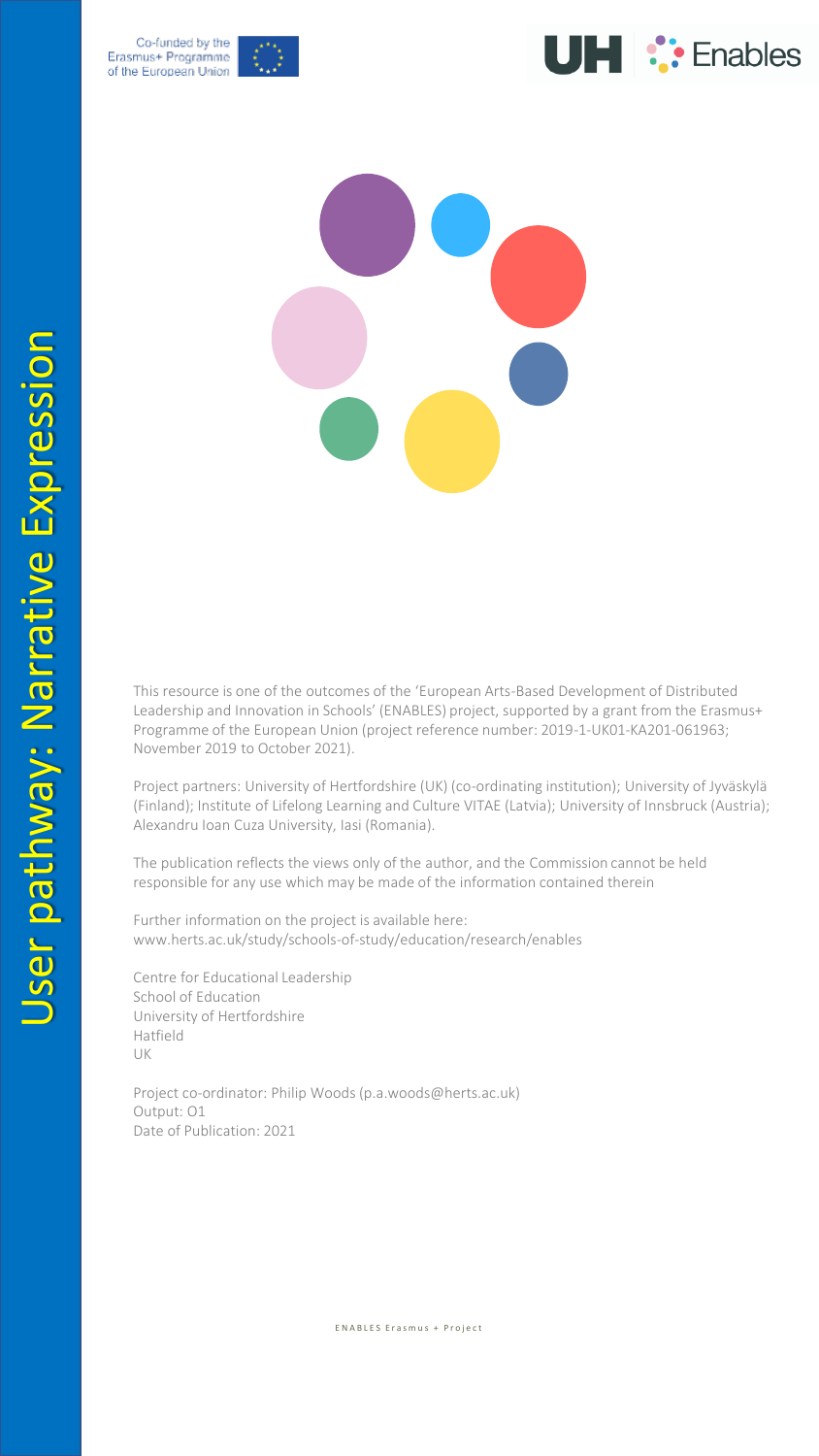User pathway: Narrative Expression

This resource is one of the outcomes of the 'European Arts-Based Development of Distributed Leadership and Innovation in Schools' (ENABLES) project, supported by a grant from the Erasmus+ Programme of the European Union (project reference number: 2019-1-UK01-KA201-061963; November 2019 to October 2021).

Project partners: University of Hertfordshire (UK) (co-ordinating institution); University of Jyväskylä (Finland); Institute of Lifelong Learning and Culture VITAE (Latvia); University of Innsbruck (Austria); Alexandru Ioan Cuza University, Iasi (Romania).

The publication reflects the views only of the author, and the Commission cannot be held responsible for any use which may be made of the information contained therein

Further information on the project is available here:
www.herts.ac.uk/study/schools-of-study/education/research/enables

Centre for Educational Leadership
School of Education
University of Hertfordshire
Hatfield
UK

Project co-ordinator: Philip Woods (p.a.woods@herts.ac.uk)
Output: O1
Date of Publication: 2021